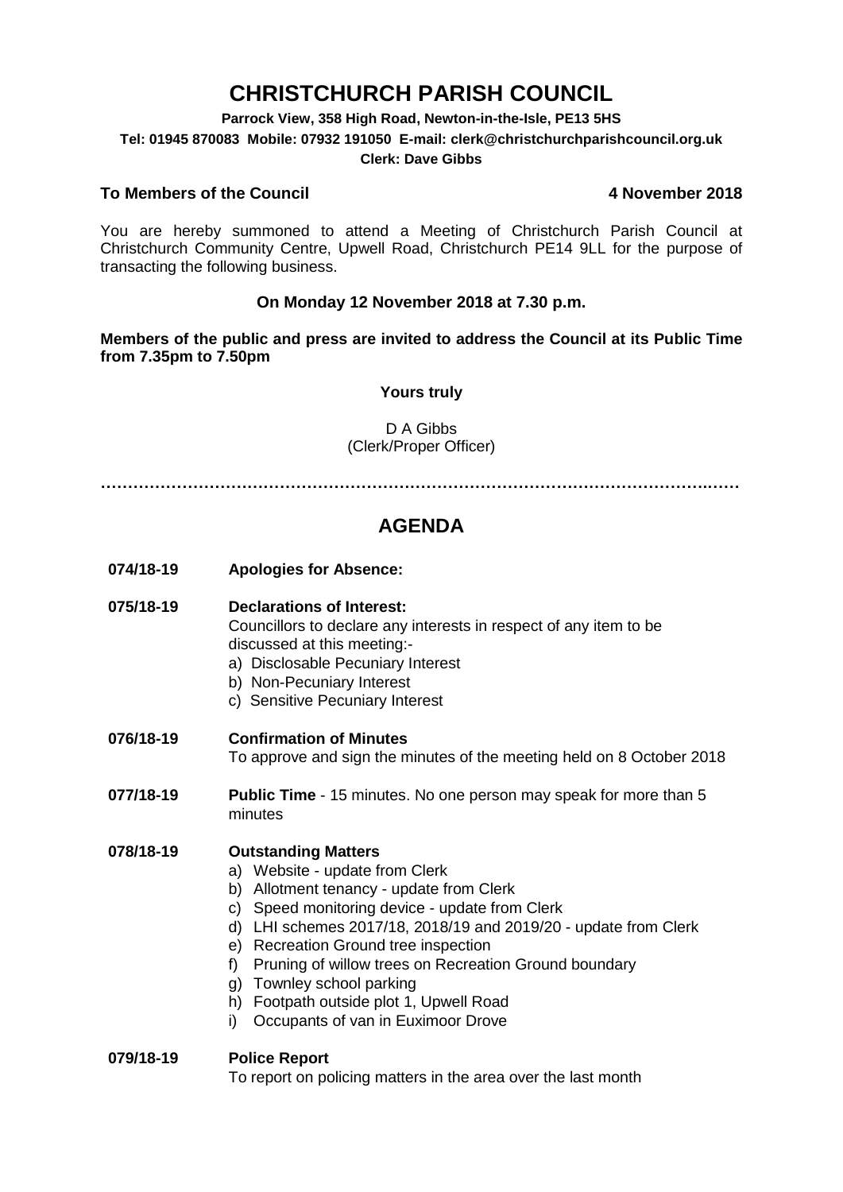# CHRISTCHURCH PARISH COUNCIL

**Parrock View, 358 High Road, Newton-in-the-Isle, PE13 5HS**
**Tel: 01945 870083 Mobile: 07932 191050 E-mail: clerk@christchurchparishcouncil.org.uk**
**Clerk: Dave Gibbs**

**To Members of the Council** **4 November 2018**

You are hereby summoned to attend a Meeting of Christchurch Parish Council at Christchurch Community Centre, Upwell Road, Christchurch PE14 9LL for the purpose of transacting the following business.

**On Monday 12 November 2018 at 7.30 p.m.**

**Members of the public and press are invited to address the Council at its Public Time from 7.35pm to 7.50pm**

**Yours truly**

D A Gibbs
(Clerk/Proper Officer)

……………………………………………………………………………………………………

## AGENDA

**074/18-19** **Apologies for Absence:**

**075/18-19** **Declarations of Interest:**
Councillors to declare any interests in respect of any item to be discussed at this meeting:-
a) Disclosable Pecuniary Interest
b) Non-Pecuniary Interest
c) Sensitive Pecuniary Interest

**076/18-19** **Confirmation of Minutes**
To approve and sign the minutes of the meeting held on 8 October 2018

**077/18-19** **Public Time** - 15 minutes. No one person may speak for more than 5 minutes

**078/18-19** **Outstanding Matters**
a) Website - update from Clerk
b) Allotment tenancy - update from Clerk
c) Speed monitoring device - update from Clerk
d) LHI schemes 2017/18, 2018/19 and 2019/20 - update from Clerk
e) Recreation Ground tree inspection
f) Pruning of willow trees on Recreation Ground boundary
g) Townley school parking
h) Footpath outside plot 1, Upwell Road
i) Occupants of van in Euximoor Drove

**079/18-19** **Police Report**
To report on policing matters in the area over the last month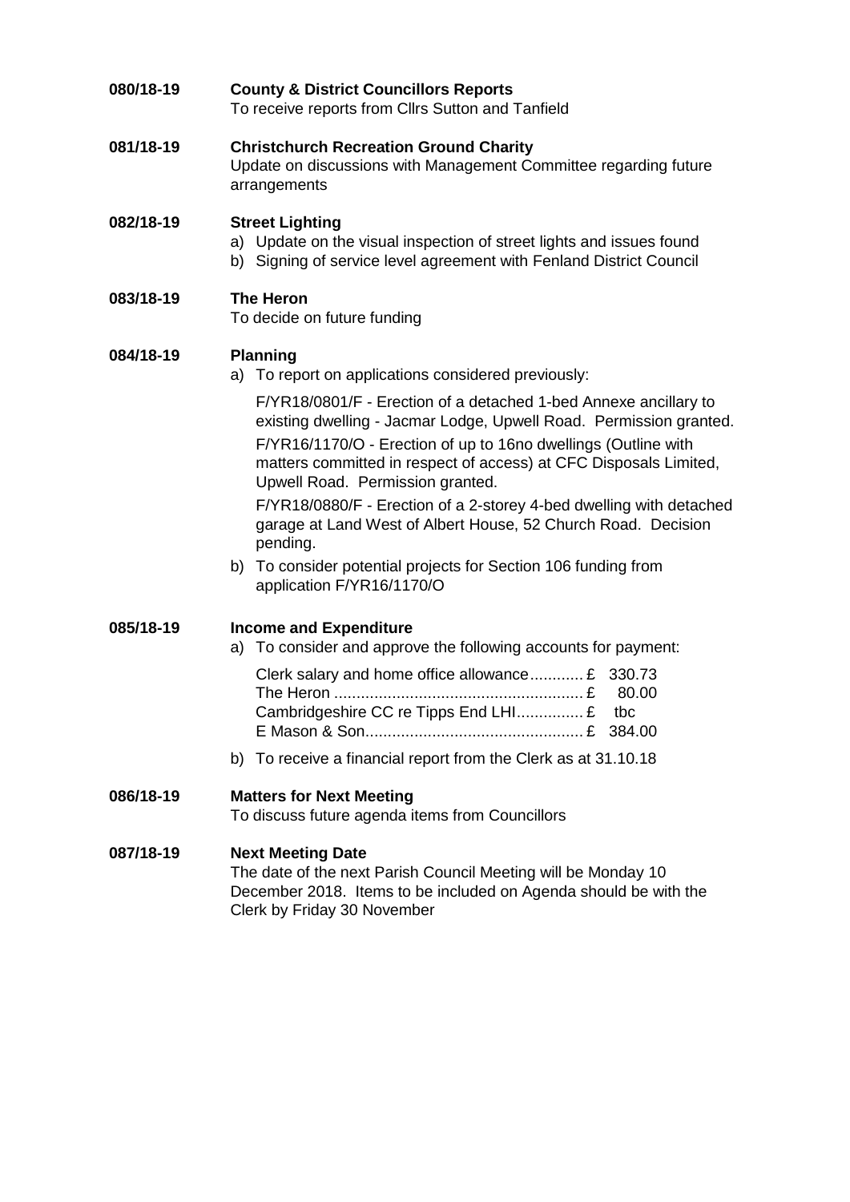**080/18-19 County & District Councillors Reports**
To receive reports from Cllrs Sutton and Tanfield

**081/18-19 Christchurch Recreation Ground Charity**
Update on discussions with Management Committee regarding future arrangements

**082/18-19 Street Lighting**

a) Update on the visual inspection of street lights and issues found
b) Signing of service level agreement with Fenland District Council

**083/18-19 The Heron**
To decide on future funding

**084/18-19 Planning**

a) To report on applications considered previously:

F/YR18/0801/F - Erection of a detached 1-bed Annexe ancillary to existing dwelling - Jacmar Lodge, Upwell Road. Permission granted.

F/YR16/1170/O - Erection of up to 16no dwellings (Outline with matters committed in respect of access) at CFC Disposals Limited, Upwell Road. Permission granted.

F/YR18/0880/F - Erection of a 2-storey 4-bed dwelling with detached garage at Land West of Albert House, 52 Church Road. Decision pending.

b) To consider potential projects for Section 106 funding from application F/YR16/1170/O

**085/18-19 Income and Expenditure**

a) To consider and approve the following accounts for payment:

| | | |
|---|---|---|
| Clerk salary and home office allowance | £ | 330.73 |
| The Heron | £ | 80.00 |
| Cambridgeshire CC re Tipps End LHI | £ | tbc |
| E Mason & Son | £ | 384.00 |

b) To receive a financial report from the Clerk as at 31.10.18

**086/18-19 Matters for Next Meeting**
To discuss future agenda items from Councillors

**087/18-19 Next Meeting Date**
The date of the next Parish Council Meeting will be Monday 10 December 2018. Items to be included on Agenda should be with the Clerk by Friday 30 November